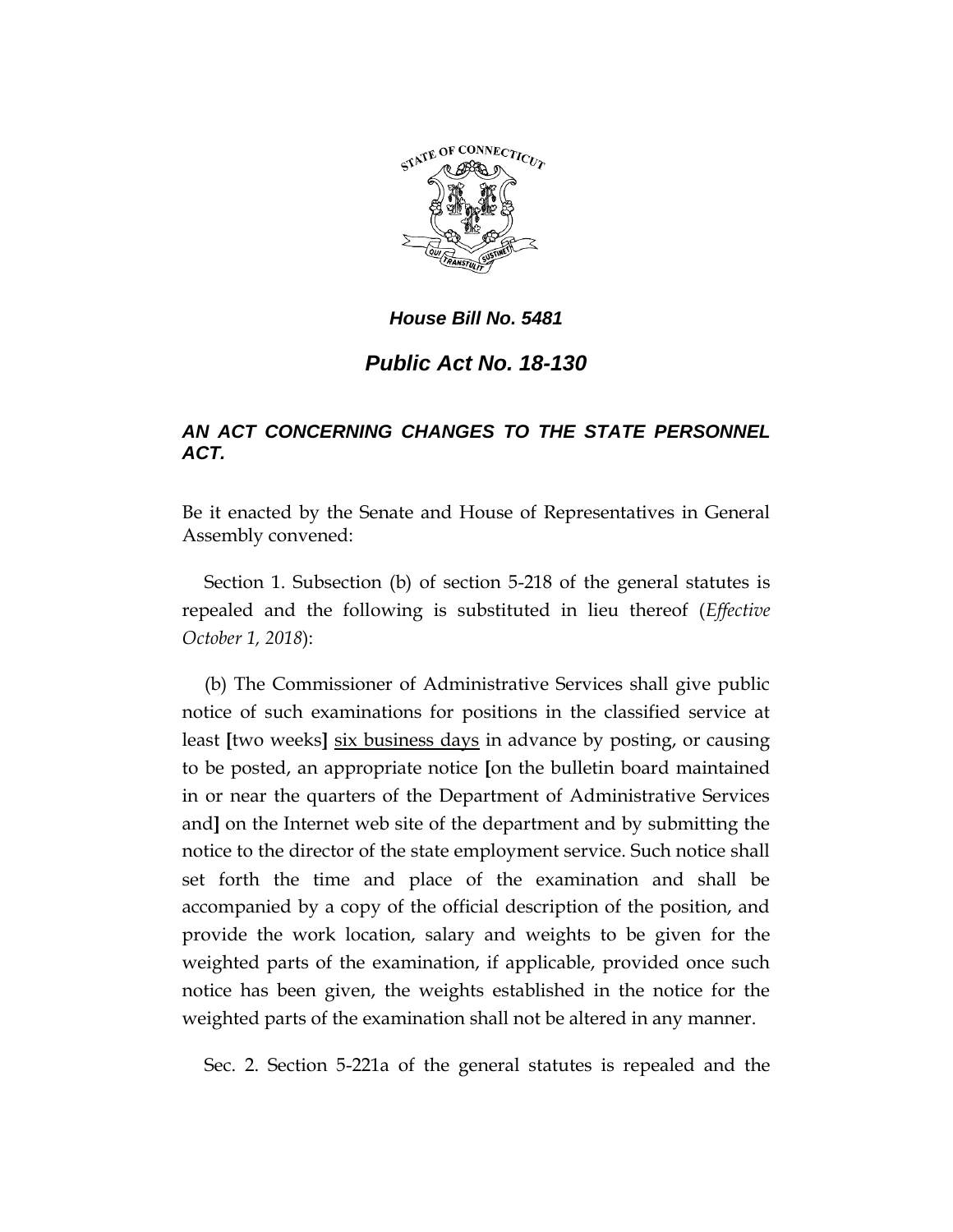***House Bill No. 5481***

# ***Public Act No. 18-130***

## ***AN ACT CONCERNING CHANGES TO THE STATE PERSONNEL ACT.***

Be it enacted by the Senate and House of Representatives in General Assembly convened:

Section 1. Subsection (b) of section 5-218 of the general statutes is repealed and the following is substituted in lieu thereof (*Effective October 1, 2018*):

(b) The Commissioner of Administrative Services shall give public notice of such examinations for positions in the classified service at least **[**two weeks**]** <u>six business days</u> in advance by posting, or causing to be posted, an appropriate notice **[**on the bulletin board maintained in or near the quarters of the Department of Administrative Services and**]** on the Internet web site of the department and by submitting the notice to the director of the state employment service. Such notice shall set forth the time and place of the examination and shall be accompanied by a copy of the official description of the position, and provide the work location, salary and weights to be given for the weighted parts of the examination, if applicable, provided once such notice has been given, the weights established in the notice for the weighted parts of the examination shall not be altered in any manner.

Sec. 2. Section 5-221a of the general statutes is repealed and the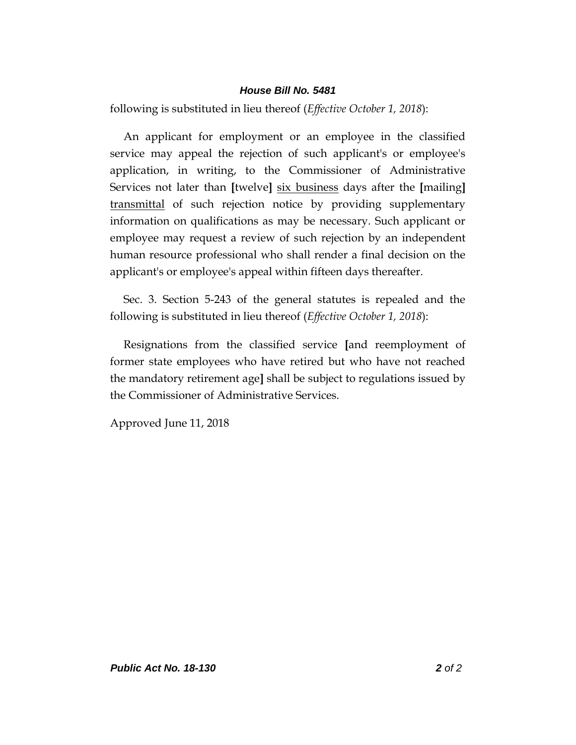following is substituted in lieu thereof (*Effective October 1, 2018*):

An applicant for employment or an employee in the classified service may appeal the rejection of such applicant's or employee's application, in writing, to the Commissioner of Administrative Services not later than **[**twelve**]** <u>six business</u> days after the **[**mailing**]** <u>transmittal</u> of such rejection notice by providing supplementary information on qualifications as may be necessary. Such applicant or employee may request a review of such rejection by an independent human resource professional who shall render a final decision on the applicant's or employee's appeal within fifteen days thereafter.

Sec. 3. Section 5-243 of the general statutes is repealed and the following is substituted in lieu thereof (*Effective October 1, 2018*):

Resignations from the classified service **[**and reemployment of former state employees who have retired but who have not reached the mandatory retirement age**]** shall be subject to regulations issued by the Commissioner of Administrative Services.

Approved June 11, 2018